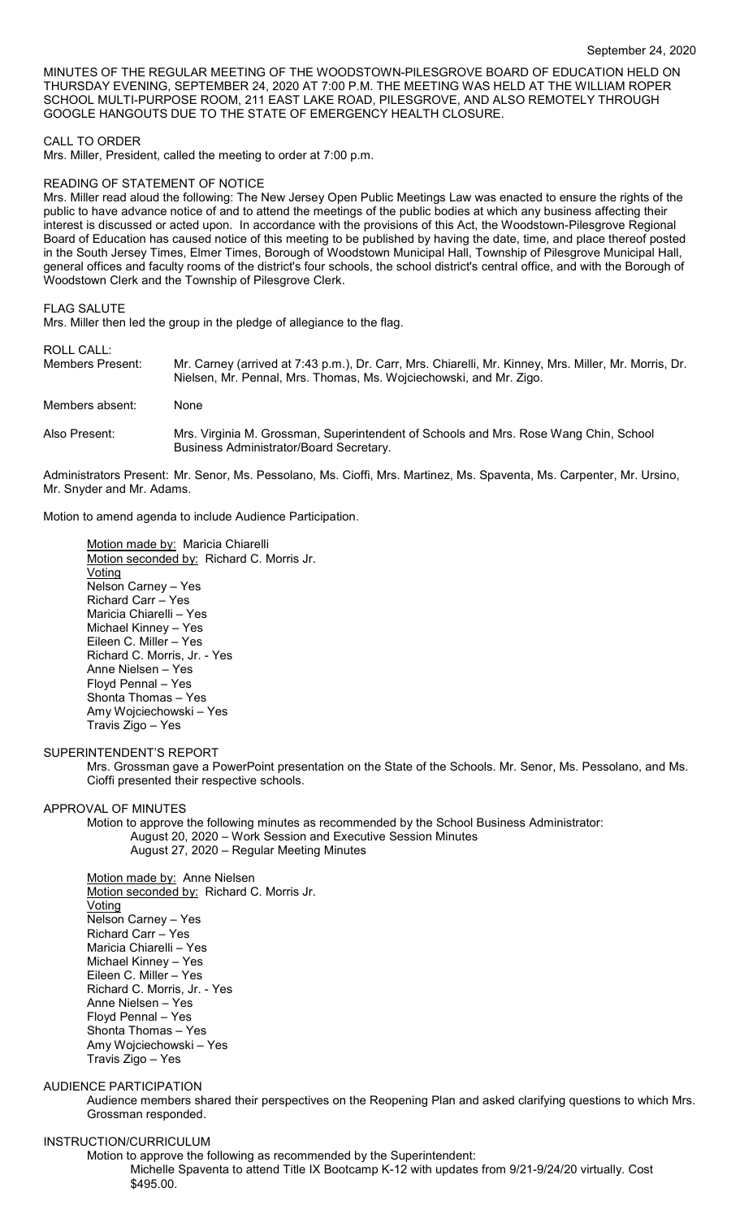September 24, 2020

MINUTES OF THE REGULAR MEETING OF THE WOODSTOWN-PILESGROVE BOARD OF EDUCATION HELD ON THURSDAY EVENING, SEPTEMBER 24, 2020 AT 7:00 P.M. THE MEETING WAS HELD AT THE WILLIAM ROPER SCHOOL MULTI-PURPOSE ROOM, 211 EAST LAKE ROAD, PILESGROVE, AND ALSO REMOTELY THROUGH GOOGLE HANGOUTS DUE TO THE STATE OF EMERGENCY HEALTH CLOSURE.

CALL TO ORDER

Mrs. Miller, President, called the meeting to order at 7:00 p.m.

READING OF STATEMENT OF NOTICE

Mrs. Miller read aloud the following: The New Jersey Open Public Meetings Law was enacted to ensure the rights of the public to have advance notice of and to attend the meetings of the public bodies at which any business affecting their interest is discussed or acted upon. In accordance with the provisions of this Act, the Woodstown-Pilesgrove Regional Board of Education has caused notice of this meeting to be published by having the date, time, and place thereof posted in the South Jersey Times, Elmer Times, Borough of Woodstown Municipal Hall, Township of Pilesgrove Municipal Hall, general offices and faculty rooms of the district's four schools, the school district's central office, and with the Borough of Woodstown Clerk and the Township of Pilesgrove Clerk.

FLAG SALUTE

Mrs. Miller then led the group in the pledge of allegiance to the flag.

ROLL CALL:

Members Present: Mr. Carney (arrived at 7:43 p.m.), Dr. Carr, Mrs. Chiarelli, Mr. Kinney, Mrs. Miller, Mr. Morris, Dr. Nielsen, Mr. Pennal, Mrs. Thomas, Ms. Wojciechowski, and Mr. Zigo.

Members absent: None

Also Present: Mrs. Virginia M. Grossman, Superintendent of Schools and Mrs. Rose Wang Chin, School Business Administrator/Board Secretary.

Administrators Present: Mr. Senor, Ms. Pessolano, Ms. Cioffi, Mrs. Martinez, Ms. Spaventa, Ms. Carpenter, Mr. Ursino, Mr. Snyder and Mr. Adams.

Motion to amend agenda to include Audience Participation.

Motion made by: Maricia Chiarelli
Motion seconded by: Richard C. Morris Jr.
Voting
Nelson Carney – Yes
Richard Carr – Yes
Maricia Chiarelli – Yes
Michael Kinney – Yes
Eileen C. Miller – Yes
Richard C. Morris, Jr. - Yes
Anne Nielsen – Yes
Floyd Pennal – Yes
Shonta Thomas – Yes
Amy Wojciechowski – Yes
Travis Zigo – Yes

SUPERINTENDENT'S REPORT

Mrs. Grossman gave a PowerPoint presentation on the State of the Schools. Mr. Senor, Ms. Pessolano, and Ms. Cioffi presented their respective schools.

APPROVAL OF MINUTES

Motion to approve the following minutes as recommended by the School Business Administrator:
August 20, 2020 – Work Session and Executive Session Minutes
August 27, 2020 – Regular Meeting Minutes

Motion made by: Anne Nielsen
Motion seconded by: Richard C. Morris Jr.
Voting
Nelson Carney – Yes
Richard Carr – Yes
Maricia Chiarelli – Yes
Michael Kinney – Yes
Eileen C. Miller – Yes
Richard C. Morris, Jr. - Yes
Anne Nielsen – Yes
Floyd Pennal – Yes
Shonta Thomas – Yes
Amy Wojciechowski – Yes
Travis Zigo – Yes

AUDIENCE PARTICIPATION

Audience members shared their perspectives on the Reopening Plan and asked clarifying questions to which Mrs. Grossman responded.

INSTRUCTION/CURRICULUM

Motion to approve the following as recommended by the Superintendent:
Michelle Spaventa to attend Title IX Bootcamp K-12 with updates from 9/21-9/24/20 virtually. Cost $495.00.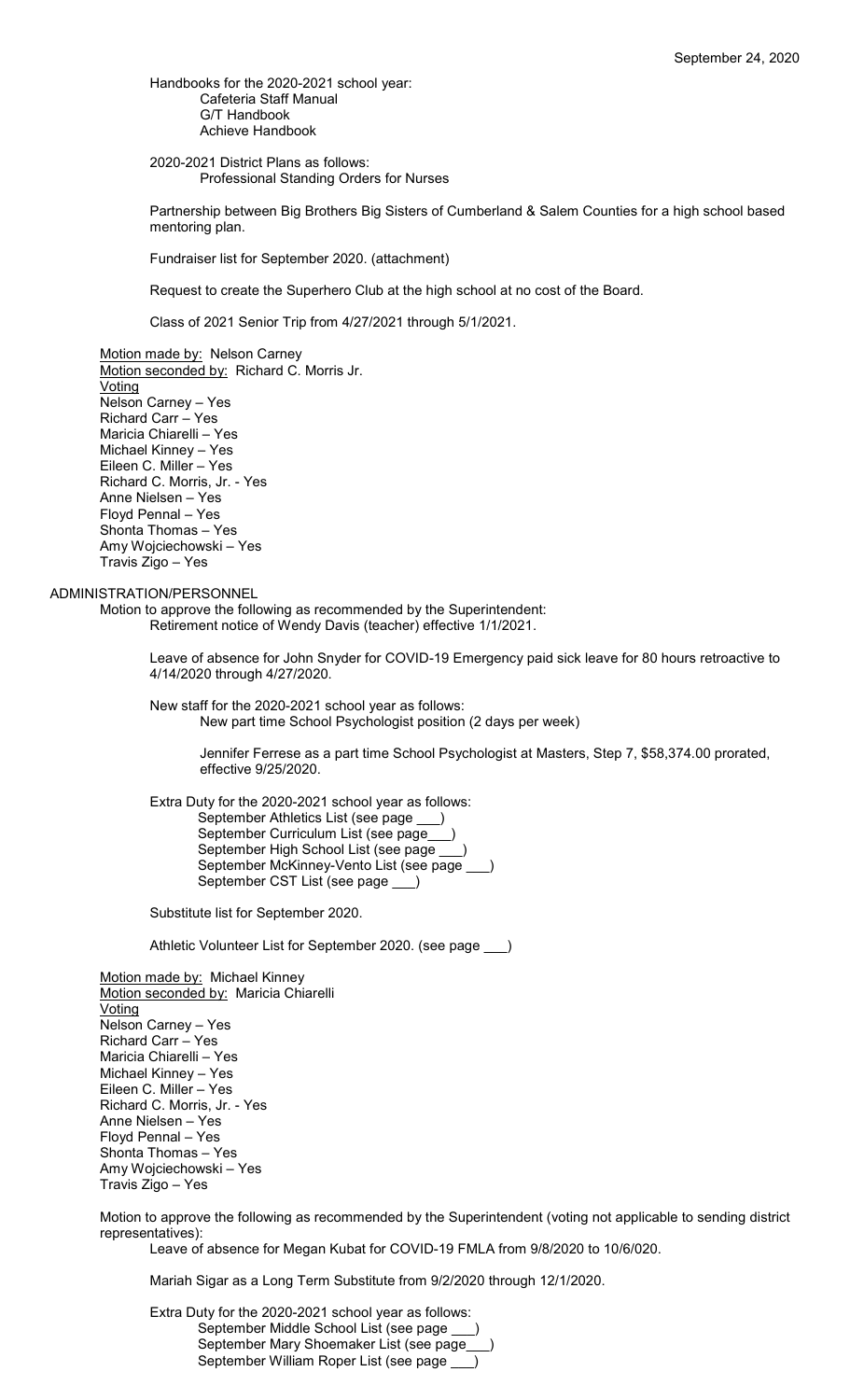Handbooks for the 2020-2021 school year:
- Cafeteria Staff Manual
- G/T Handbook
- Achieve Handbook

2020-2021 District Plans as follows:
- Professional Standing Orders for Nurses

Partnership between Big Brothers Big Sisters of Cumberland & Salem Counties for a high school based mentoring plan.

Fundraiser list for September 2020. (attachment)

Request to create the Superhero Club at the high school at no cost of the Board.

Class of 2021 Senior Trip from 4/27/2021 through 5/1/2021.

Motion made by: Nelson Carney
Motion seconded by: Richard C. Morris Jr.
Voting
Nelson Carney – Yes
Richard Carr – Yes
Maricia Chiarelli – Yes
Michael Kinney – Yes
Eileen C. Miller – Yes
Richard C. Morris, Jr. - Yes
Anne Nielsen – Yes
Floyd Pennal – Yes
Shonta Thomas – Yes
Amy Wojciechowski – Yes
Travis Zigo – Yes

## ADMINISTRATION/PERSONNEL

Motion to approve the following as recommended by the Superintendent:

Retirement notice of Wendy Davis (teacher) effective 1/1/2021.

Leave of absence for John Snyder for COVID-19 Emergency paid sick leave for 80 hours retroactive to 4/14/2020 through 4/27/2020.

New staff for the 2020-2021 school year as follows:
- New part time School Psychologist position (2 days per week)

Jennifer Ferrese as a part time School Psychologist at Masters, Step 7, $58,374.00 prorated, effective 9/25/2020.

Extra Duty for the 2020-2021 school year as follows:
- September Athletics List (see page ___)
- September Curriculum List (see page___)
- September High School List (see page ___)
- September McKinney-Vento List (see page ___)
- September CST List (see page ___)

Substitute list for September 2020.

Athletic Volunteer List for September 2020. (see page ___)

Motion made by: Michael Kinney
Motion seconded by: Maricia Chiarelli
Voting
Nelson Carney – Yes
Richard Carr – Yes
Maricia Chiarelli – Yes
Michael Kinney – Yes
Eileen C. Miller – Yes
Richard C. Morris, Jr. - Yes
Anne Nielsen – Yes
Floyd Pennal – Yes
Shonta Thomas – Yes
Amy Wojciechowski – Yes
Travis Zigo – Yes

Motion to approve the following as recommended by the Superintendent (voting not applicable to sending district representatives):

Leave of absence for Megan Kubat for COVID-19 FMLA from 9/8/2020 to 10/6/020.

Mariah Sigar as a Long Term Substitute from 9/2/2020 through 12/1/2020.

Extra Duty for the 2020-2021 school year as follows:
- September Middle School List (see page ___)
- September Mary Shoemaker List (see page___)
- September William Roper List (see page ___)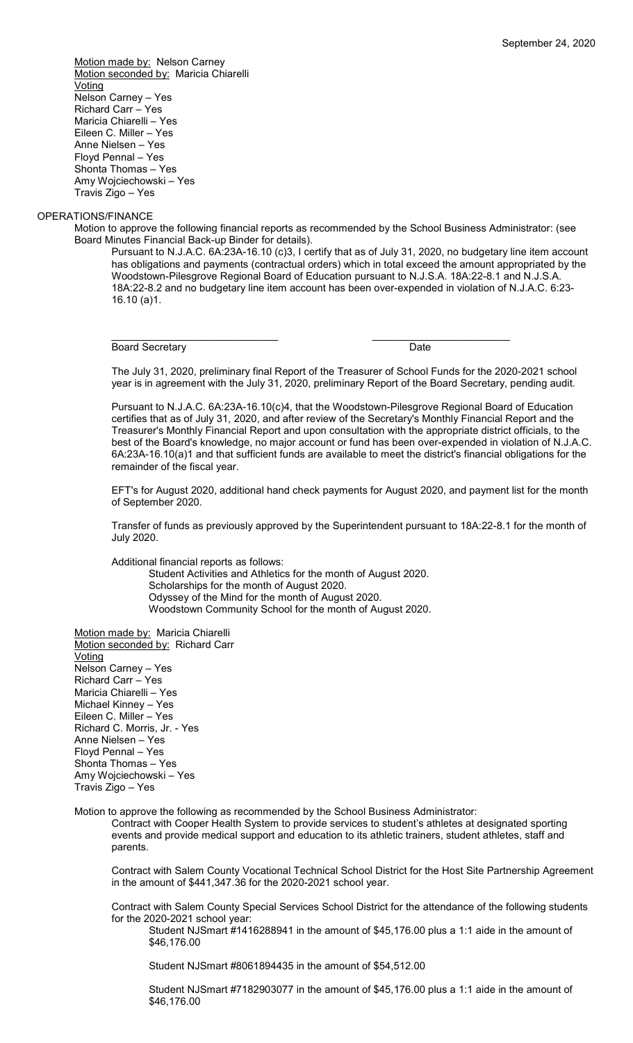Motion made by: Nelson Carney
Motion seconded by: Maricia Chiarelli
Voting
Nelson Carney – Yes
Richard Carr – Yes
Maricia Chiarelli – Yes
Eileen C. Miller – Yes
Anne Nielsen – Yes
Floyd Pennal – Yes
Shonta Thomas – Yes
Amy Wojciechowski – Yes
Travis Zigo – Yes

## OPERATIONS/FINANCE

Motion to approve the following financial reports as recommended by the School Business Administrator: (see Board Minutes Financial Back-up Binder for details).

Pursuant to N.J.A.C. 6A:23A-16.10 (c)3, I certify that as of July 31, 2020, no budgetary line item account has obligations and payments (contractual orders) which in total exceed the amount appropriated by the Woodstown-Pilesgrove Regional Board of Education pursuant to N.J.S.A. 18A:22-8.1 and N.J.S.A. 18A:22-8.2 and no budgetary line item account has been over-expended in violation of N.J.A.C. 6:23-16.10 (a)1.

\_\_\_\_\_\_\_\_\_\_\_\_\_\_\_\_\_\_\_\_\_\_\_\_\_\_\_\_\_\_ \_\_\_\_\_\_\_\_\_\_\_\_\_\_\_\_\_\_\_\_\_\_\_\_

Board Secretary Date

The July 31, 2020, preliminary final Report of the Treasurer of School Funds for the 2020-2021 school year is in agreement with the July 31, 2020, preliminary Report of the Board Secretary, pending audit.

Pursuant to N.J.A.C. 6A:23A-16.10(c)4, that the Woodstown-Pilesgrove Regional Board of Education certifies that as of July 31, 2020, and after review of the Secretary's Monthly Financial Report and the Treasurer's Monthly Financial Report and upon consultation with the appropriate district officials, to the best of the Board's knowledge, no major account or fund has been over-expended in violation of N.J.A.C. 6A:23A-16.10(a)1 and that sufficient funds are available to meet the district's financial obligations for the remainder of the fiscal year.

EFT's for August 2020, additional hand check payments for August 2020, and payment list for the month of September 2020.

Transfer of funds as previously approved by the Superintendent pursuant to 18A:22-8.1 for the month of July 2020.

Additional financial reports as follows:

- Student Activities and Athletics for the month of August 2020.
- Scholarships for the month of August 2020.
- Odyssey of the Mind for the month of August 2020.
- Woodstown Community School for the month of August 2020.

Motion made by: Maricia Chiarelli
Motion seconded by: Richard Carr
Voting
Nelson Carney – Yes
Richard Carr – Yes
Maricia Chiarelli – Yes
Michael Kinney – Yes
Eileen C. Miller – Yes
Richard C. Morris, Jr. - Yes
Anne Nielsen – Yes
Floyd Pennal – Yes
Shonta Thomas – Yes
Amy Wojciechowski – Yes
Travis Zigo – Yes

Motion to approve the following as recommended by the School Business Administrator:

Contract with Cooper Health System to provide services to student's athletes at designated sporting events and provide medical support and education to its athletic trainers, student athletes, staff and parents.

Contract with Salem County Vocational Technical School District for the Host Site Partnership Agreement in the amount of $441,347.36 for the 2020-2021 school year.

Contract with Salem County Special Services School District for the attendance of the following students for the 2020-2021 school year:

Student NJSmart #1416288941 in the amount of $45,176.00 plus a 1:1 aide in the amount of $46,176.00

Student NJSmart #8061894435 in the amount of $54,512.00

Student NJSmart #7182903077 in the amount of $45,176.00 plus a 1:1 aide in the amount of $46,176.00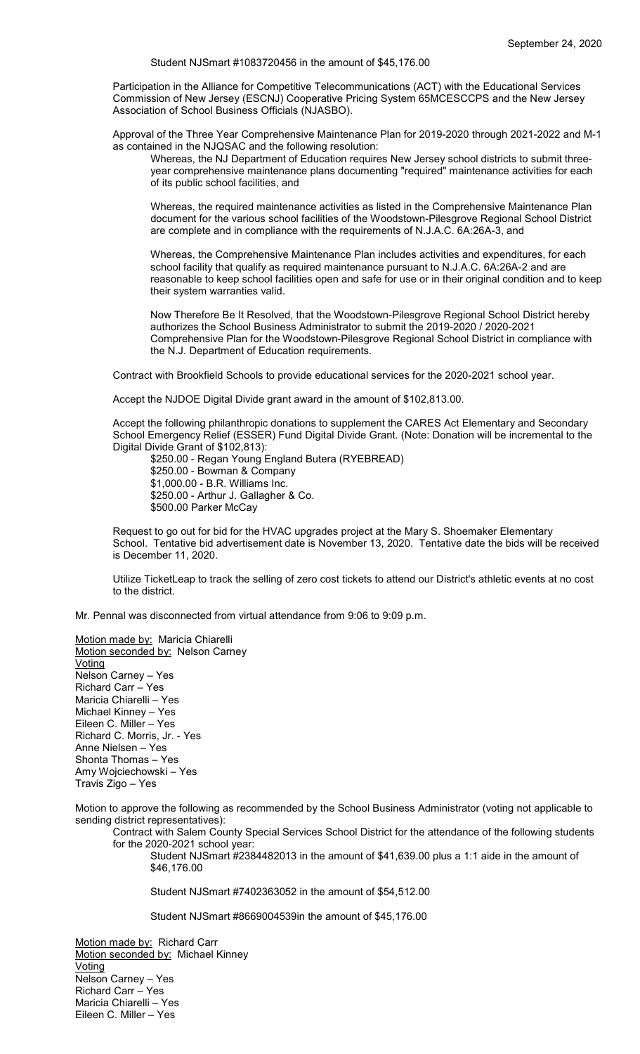Student NJSmart #1083720456 in the amount of $45,176.00

Participation in the Alliance for Competitive Telecommunications (ACT) with the Educational Services Commission of New Jersey (ESCNJ) Cooperative Pricing System 65MCESCCPS and the New Jersey Association of School Business Officials (NJASBO).

Approval of the Three Year Comprehensive Maintenance Plan for 2019-2020 through 2021-2022 and M-1 as contained in the NJQSAC and the following resolution:

Whereas, the NJ Department of Education requires New Jersey school districts to submit three-year comprehensive maintenance plans documenting "required" maintenance activities for each of its public school facilities, and

Whereas, the required maintenance activities as listed in the Comprehensive Maintenance Plan document for the various school facilities of the Woodstown-Pilesgrove Regional School District are complete and in compliance with the requirements of N.J.A.C. 6A:26A-3, and

Whereas, the Comprehensive Maintenance Plan includes activities and expenditures, for each school facility that qualify as required maintenance pursuant to N.J.A.C. 6A:26A-2 and are reasonable to keep school facilities open and safe for use or in their original condition and to keep their system warranties valid.

Now Therefore Be It Resolved, that the Woodstown-Pilesgrove Regional School District hereby authorizes the School Business Administrator to submit the 2019-2020 / 2020-2021 Comprehensive Plan for the Woodstown-Pilesgrove Regional School District in compliance with the N.J. Department of Education requirements.

Contract with Brookfield Schools to provide educational services for the 2020-2021 school year.

Accept the NJDOE Digital Divide grant award in the amount of $102,813.00.

Accept the following philanthropic donations to supplement the CARES Act Elementary and Secondary School Emergency Relief (ESSER) Fund Digital Divide Grant. (Note: Donation will be incremental to the Digital Divide Grant of $102,813):

$250.00 - Regan Young England Butera (RYEBREAD)
$250.00 - Bowman & Company
$1,000.00 - B.R. Williams Inc.
$250.00 - Arthur J. Gallagher & Co.
$500.00 Parker McCay

Request to go out for bid for the HVAC upgrades project at the Mary S. Shoemaker Elementary School. Tentative bid advertisement date is November 13, 2020. Tentative date the bids will be received is December 11, 2020.

Utilize TicketLeap to track the selling of zero cost tickets to attend our District's athletic events at no cost to the district.

Mr. Pennal was disconnected from virtual attendance from 9:06 to 9:09 p.m.

Motion made by: Maricia Chiarelli
Motion seconded by: Nelson Carney
Voting
Nelson Carney – Yes
Richard Carr – Yes
Maricia Chiarelli – Yes
Michael Kinney – Yes
Eileen C. Miller – Yes
Richard C. Morris, Jr. - Yes
Anne Nielsen – Yes
Shonta Thomas – Yes
Amy Wojciechowski – Yes
Travis Zigo – Yes

Motion to approve the following as recommended by the School Business Administrator (voting not applicable to sending district representatives):

Contract with Salem County Special Services School District for the attendance of the following students for the 2020-2021 school year:

Student NJSmart #2384482013 in the amount of $41,639.00 plus a 1:1 aide in the amount of $46,176.00

Student NJSmart #7402363052 in the amount of $54,512.00

Student NJSmart #8669004539in the amount of $45,176.00

Motion made by: Richard Carr
Motion seconded by: Michael Kinney
Voting
Nelson Carney – Yes
Richard Carr – Yes
Maricia Chiarelli – Yes
Eileen C. Miller – Yes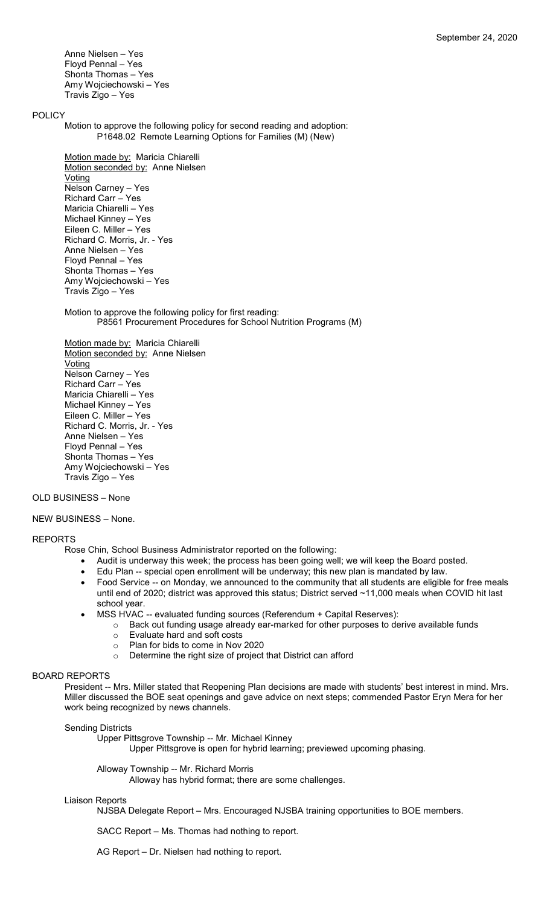Anne Nielsen – Yes
Floyd Pennal – Yes
Shonta Thomas – Yes
Amy Wojciechowski – Yes
Travis Zigo – Yes

## POLICY

Motion to approve the following policy for second reading and adoption:
P1648.02 Remote Learning Options for Families (M) (New)

Motion made by: Maricia Chiarelli
Motion seconded by: Anne Nielsen
Voting
Nelson Carney – Yes
Richard Carr – Yes
Maricia Chiarelli – Yes
Michael Kinney – Yes
Eileen C. Miller – Yes
Richard C. Morris, Jr. - Yes
Anne Nielsen – Yes
Floyd Pennal – Yes
Shonta Thomas – Yes
Amy Wojciechowski – Yes
Travis Zigo – Yes

Motion to approve the following policy for first reading:
P8561 Procurement Procedures for School Nutrition Programs (M)

Motion made by: Maricia Chiarelli
Motion seconded by: Anne Nielsen
Voting
Nelson Carney – Yes
Richard Carr – Yes
Maricia Chiarelli – Yes
Michael Kinney – Yes
Eileen C. Miller – Yes
Richard C. Morris, Jr. - Yes
Anne Nielsen – Yes
Floyd Pennal – Yes
Shonta Thomas – Yes
Amy Wojciechowski – Yes
Travis Zigo – Yes

## OLD BUSINESS – None

## NEW BUSINESS – None.

## REPORTS

Rose Chin, School Business Administrator reported on the following:

- Audit is underway this week; the process has been going well; we will keep the Board posted.
- Edu Plan -- special open enrollment will be underway; this new plan is mandated by law.
- Food Service -- on Monday, we announced to the community that all students are eligible for free meals until end of 2020; district was approved this status; District served ~11,000 meals when COVID hit last school year.
- MSS HVAC -- evaluated funding sources (Referendum + Capital Reserves):
  - Back out funding usage already ear-marked for other purposes to derive available funds
  - Evaluate hard and soft costs
  - Plan for bids to come in Nov 2020
  - Determine the right size of project that District can afford

## BOARD REPORTS

President -- Mrs. Miller stated that Reopening Plan decisions are made with students' best interest in mind. Mrs. Miller discussed the BOE seat openings and gave advice on next steps; commended Pastor Eryn Mera for her work being recognized by news channels.

Sending Districts

Upper Pittsgrove Township -- Mr. Michael Kinney
Upper Pittsgrove is open for hybrid learning; previewed upcoming phasing.

Alloway Township -- Mr. Richard Morris
Alloway has hybrid format; there are some challenges.

Liaison Reports

NJSBA Delegate Report – Mrs. Encouraged NJSBA training opportunities to BOE members.

SACC Report – Ms. Thomas had nothing to report.

AG Report – Dr. Nielsen had nothing to report.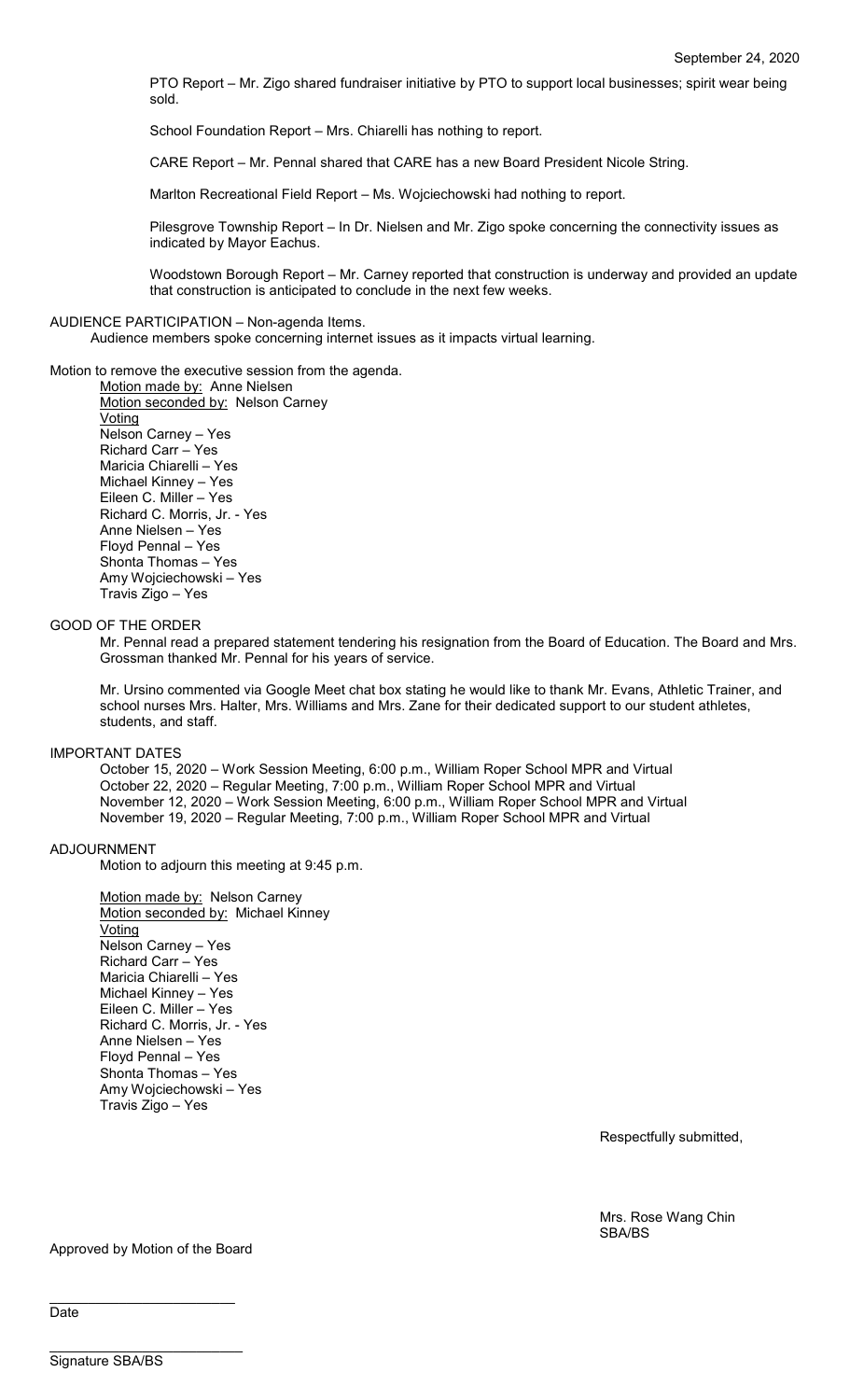PTO Report – Mr. Zigo shared fundraiser initiative by PTO to support local businesses; spirit wear being sold.

School Foundation Report – Mrs. Chiarelli has nothing to report.

CARE Report – Mr. Pennal shared that CARE has a new Board President Nicole String.

Marlton Recreational Field Report – Ms. Wojciechowski had nothing to report.

Pilesgrove Township Report – In Dr. Nielsen and Mr. Zigo spoke concerning the connectivity issues as indicated by Mayor Eachus.

Woodstown Borough Report – Mr. Carney reported that construction is underway and provided an update that construction is anticipated to conclude in the next few weeks.

AUDIENCE PARTICIPATION – Non-agenda Items.

Audience members spoke concerning internet issues as it impacts virtual learning.

Motion to remove the executive session from the agenda.

Motion made by: Anne Nielsen
Motion seconded by: Nelson Carney
Voting
Nelson Carney – Yes
Richard Carr – Yes
Maricia Chiarelli – Yes
Michael Kinney – Yes
Eileen C. Miller – Yes
Richard C. Morris, Jr. - Yes
Anne Nielsen – Yes
Floyd Pennal – Yes
Shonta Thomas – Yes
Amy Wojciechowski – Yes
Travis Zigo – Yes

GOOD OF THE ORDER

Mr. Pennal read a prepared statement tendering his resignation from the Board of Education. The Board and Mrs. Grossman thanked Mr. Pennal for his years of service.

Mr. Ursino commented via Google Meet chat box stating he would like to thank Mr. Evans, Athletic Trainer, and school nurses Mrs. Halter, Mrs. Williams and Mrs. Zane for their dedicated support to our student athletes, students, and staff.

IMPORTANT DATES

October 15, 2020 – Work Session Meeting, 6:00 p.m., William Roper School MPR and Virtual
October 22, 2020 – Regular Meeting, 7:00 p.m., William Roper School MPR and Virtual
November 12, 2020 – Work Session Meeting, 6:00 p.m., William Roper School MPR and Virtual
November 19, 2020 – Regular Meeting, 7:00 p.m., William Roper School MPR and Virtual

ADJOURNMENT

Motion to adjourn this meeting at 9:45 p.m.

Motion made by: Nelson Carney
Motion seconded by: Michael Kinney
Voting
Nelson Carney – Yes
Richard Carr – Yes
Maricia Chiarelli – Yes
Michael Kinney – Yes
Eileen C. Miller – Yes
Richard C. Morris, Jr. - Yes
Anne Nielsen – Yes
Floyd Pennal – Yes
Shonta Thomas – Yes
Amy Wojciechowski – Yes
Travis Zigo – Yes

Respectfully submitted,

Mrs. Rose Wang Chin
SBA/BS

Approved by Motion of the Board

Date

Signature SBA/BS